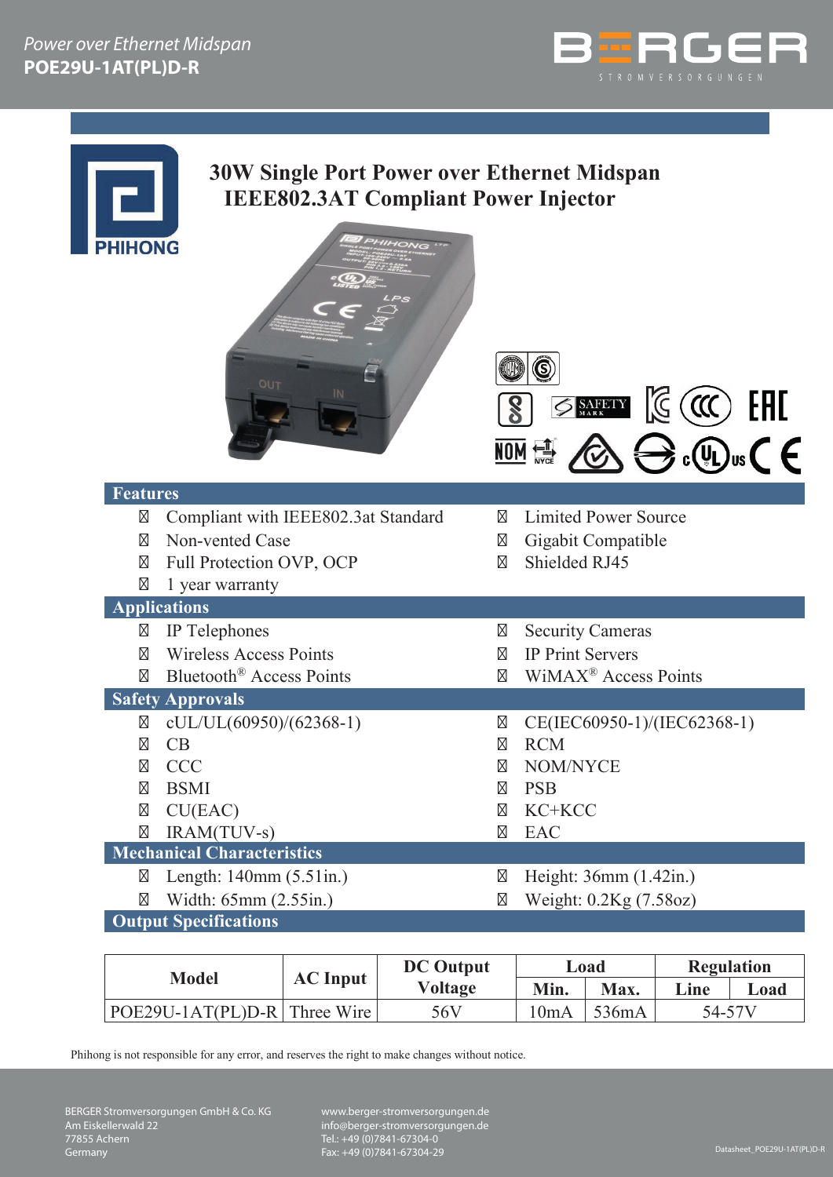# 30W Single Port Power over Ethernet Midspan IEEE802.3AT Compliant Power Injector

## Features

- Compliant with IEEE802.3at Standard
- Non-vented Case
- Full Protection OVP, OCP
- 1 year warranty
- Limited Power Source
- Gigabit Compatible
- Shielded RJ45

## Applications

- IP Telephones
- Wireless Access Points
- Bluetooth® Access Points
- Security Cameras
- IP Print Servers
- WiMAX® Access Points

## Safety Approvals

- cUL/UL(60950)/(62368-1)
- CB
- CCC
- BSMI
- CU(EAC)
- IRAM(TUV-s)
- CE(IEC60950-1)/(IEC62368-1)
- RCM
- NOM/NYCE
- PSB
- KC+KCC
- EAC

## Mechanical Characteristics

- Length: 140mm (5.51in.)
- Width: 65mm (2.55in.)
- Height: 36mm (1.42in.)
- Weight: 0.2Kg (7.58oz)

## Output Specifications

| Model | AC Input | DC Output Voltage | Load | | Regulation | |
|---|---|---|---|---|---|---|
| | | | Min. | Max. | Line | Load |
| POE29U-1AT(PL)D-R | Three Wire | 56V | 10mA | 536mA | 54-57V | |

Phihong is not responsible for any error, and reserves the right to make changes without notice.

BERGER Stromversorgungen GmbH & Co. KG
Am Eiskellerwald 22
77855 Achern
Germany

www.berger-stromversorgungen.de
info@berger-stromversorgungen.de
Tel.: +49 (0)7841-67304-0
Fax: +49 (0)7841-67304-29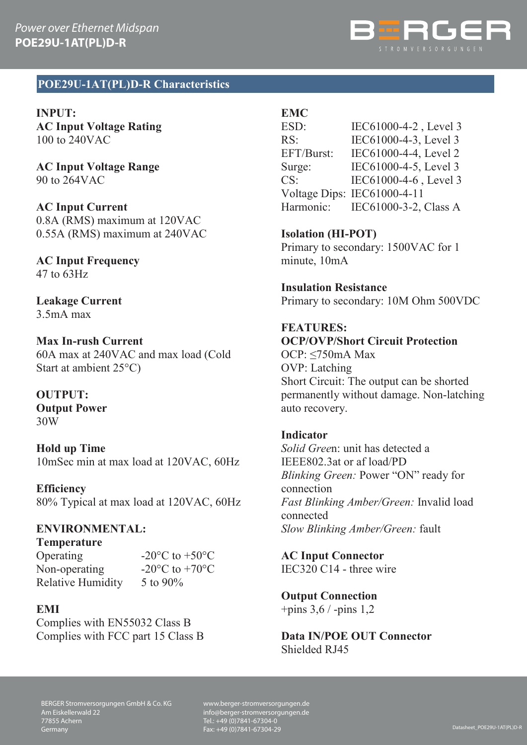## POE29U-1AT(PL)D-R Characteristics

**INPUT:**

**AC Input Voltage Rating**
100 to 240VAC

**AC Input Voltage Range**
90 to 264VAC

**AC Input Current**
0.8A (RMS) maximum at 120VAC
0.55A (RMS) maximum at 240VAC

**AC Input Frequency**
47 to 63Hz

**Leakage Current**
3.5mA max

**Max In-rush Current**
60A max at 240VAC and max load (Cold Start at ambient 25°C)

**OUTPUT:**

**Output Power**
30W

**Hold up Time**
10mSec min at max load at 120VAC, 60Hz

**Efficiency**
80% Typical at max load at 120VAC, 60Hz

**ENVIRONMENTAL:**

**Temperature**

| | |
|---|---|
| Operating | -20°C to +50°C |
| Non-operating | -20°C to +70°C |
| Relative Humidity | 5 to 90% |

**EMI**
Complies with EN55032 Class B
Complies with FCC part 15 Class B

**EMC**

| | |
|---|---|
| ESD: | IEC61000-4-2 , Level 3 |
| RS: | IEC61000-4-3, Level 3 |
| EFT/Burst: | IEC61000-4-4, Level 2 |
| Surge: | IEC61000-4-5, Level 3 |
| CS: | IEC61000-4-6 , Level 3 |
| Voltage Dips: | IEC61000-4-11 |
| Harmonic: | IEC61000-3-2, Class A |

**Isolation (HI-POT)**
Primary to secondary: 1500VAC for 1 minute, 10mA

**Insulation Resistance**
Primary to secondary: 10M Ohm 500VDC

**FEATURES:**

**OCP/OVP/Short Circuit Protection**
OCP: ≤750mA Max
OVP: Latching
Short Circuit: The output can be shorted permanently without damage. Non-latching auto recovery.

**Indicator**
*Solid Green*: unit has detected a IEEE802.3at or af load/PD
*Blinking Green:* Power "ON" ready for connection
*Fast Blinking Amber/Green:* Invalid load connected
*Slow Blinking Amber/Green:* fault

**AC Input Connector**
IEC320 C14 - three wire

**Output Connection**
+pins 3,6 / -pins 1,2

**Data IN/POE OUT Connector**
Shielded RJ45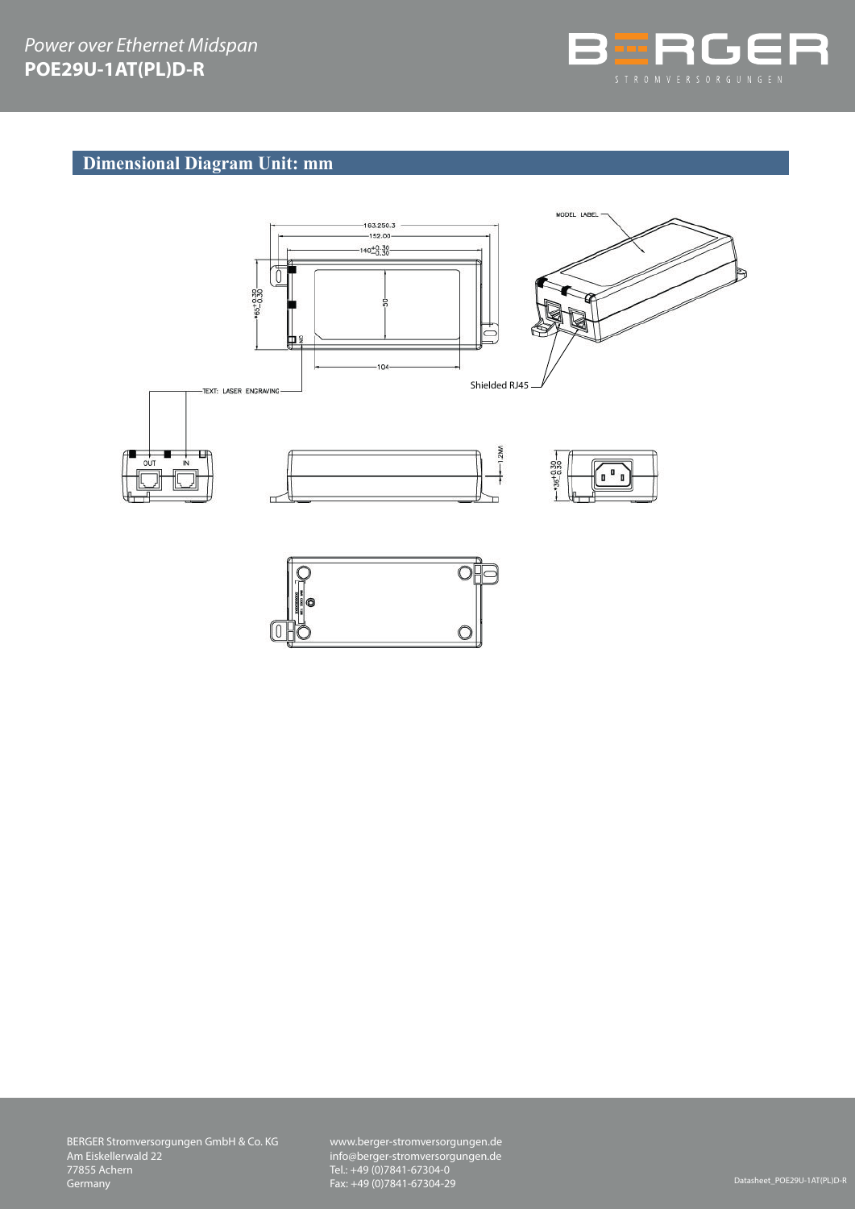## Dimensional Diagram Unit: mm

163.25±0.3

152.00

140 +0.30 −0.30

50

104

63 +0.30 −0.30

MODEL LABEL

Shielded RJ45

TEXT: LASER ENGRAVING

OUT

IN

1.2M

36 +0.30 −0.30

BERGER Stromversorgungen GmbH & Co. KG
Am Eiskellerwald 22
77855 Achern
Germany

www.berger-stromversorgungen.de
info@berger-stromversorgungen.de
Tel.: +49 (0)7841-67304-0
Fax: +49 (0)7841-67304-29